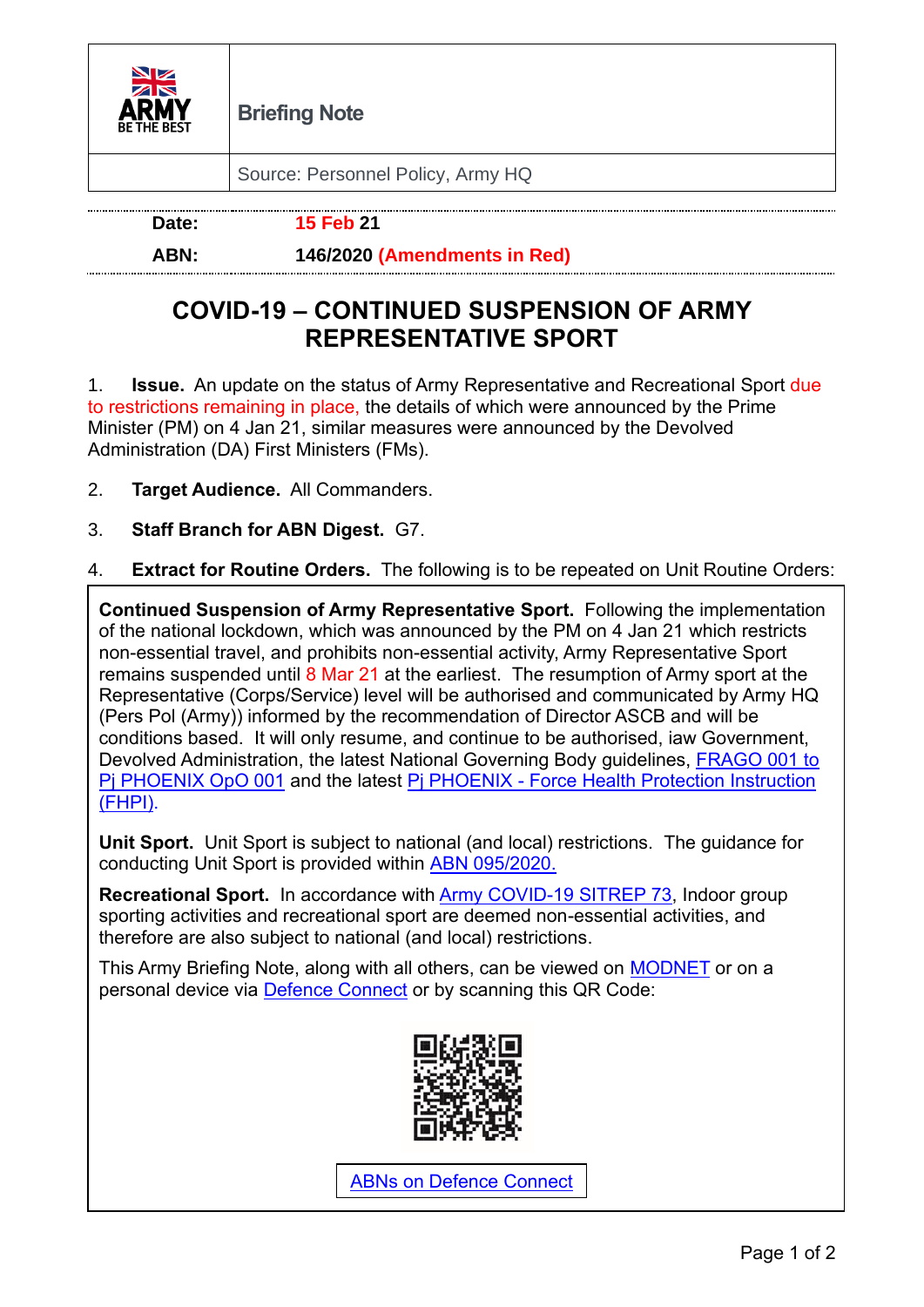| ARMY BE THE BEST | Briefing Note |
|---|---|
| | Source: Personnel Policy, Army HQ |

**Date:** 15 Feb 21

**ABN:** 146/2020 (Amendments in Red)

# COVID-19 – CONTINUED SUSPENSION OF ARMY REPRESENTATIVE SPORT

1. **Issue.** An update on the status of Army Representative and Recreational Sport due to restrictions remaining in place, the details of which were announced by the Prime Minister (PM) on 4 Jan 21, similar measures were announced by the Devolved Administration (DA) First Ministers (FMs).

2. **Target Audience.** All Commanders.

3. **Staff Branch for ABN Digest.** G7.

4. **Extract for Routine Orders.** The following is to be repeated on Unit Routine Orders:

**Continued Suspension of Army Representative Sport.** Following the implementation of the national lockdown, which was announced by the PM on 4 Jan 21 which restricts non-essential travel, and prohibits non-essential activity, Army Representative Sport remains suspended until 8 Mar 21 at the earliest. The resumption of Army sport at the Representative (Corps/Service) level will be authorised and communicated by Army HQ (Pers Pol (Army)) informed by the recommendation of Director ASCB and will be conditions based. It will only resume, and continue to be authorised, iaw Government, Devolved Administration, the latest National Governing Body guidelines, FRAGO 001 to Pj PHOENIX OpO 001 and the latest Pj PHOENIX - Force Health Protection Instruction (FHPI).

**Unit Sport.** Unit Sport is subject to national (and local) restrictions. The guidance for conducting Unit Sport is provided within ABN 095/2020.

**Recreational Sport.** In accordance with Army COVID-19 SITREP 73, Indoor group sporting activities and recreational sport are deemed non-essential activities, and therefore are also subject to national (and local) restrictions.

This Army Briefing Note, along with all others, can be viewed on MODNET or on a personal device via Defence Connect or by scanning this QR Code:

ABNs on Defence Connect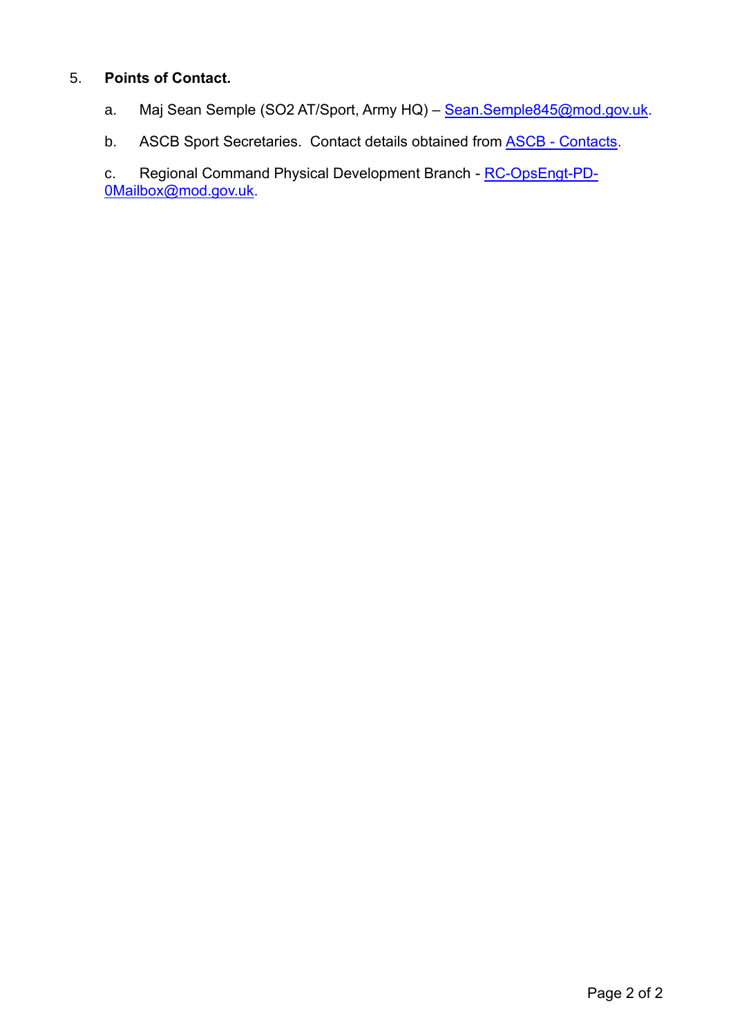5. **Points of Contact.**

    a. Maj Sean Semple (SO2 AT/Sport, Army HQ) – Sean.Semple845@mod.gov.uk.

    b. ASCB Sport Secretaries. Contact details obtained from ASCB - Contacts.

    c. Regional Command Physical Development Branch - RC-OpsEngt-PD-0Mailbox@mod.gov.uk.